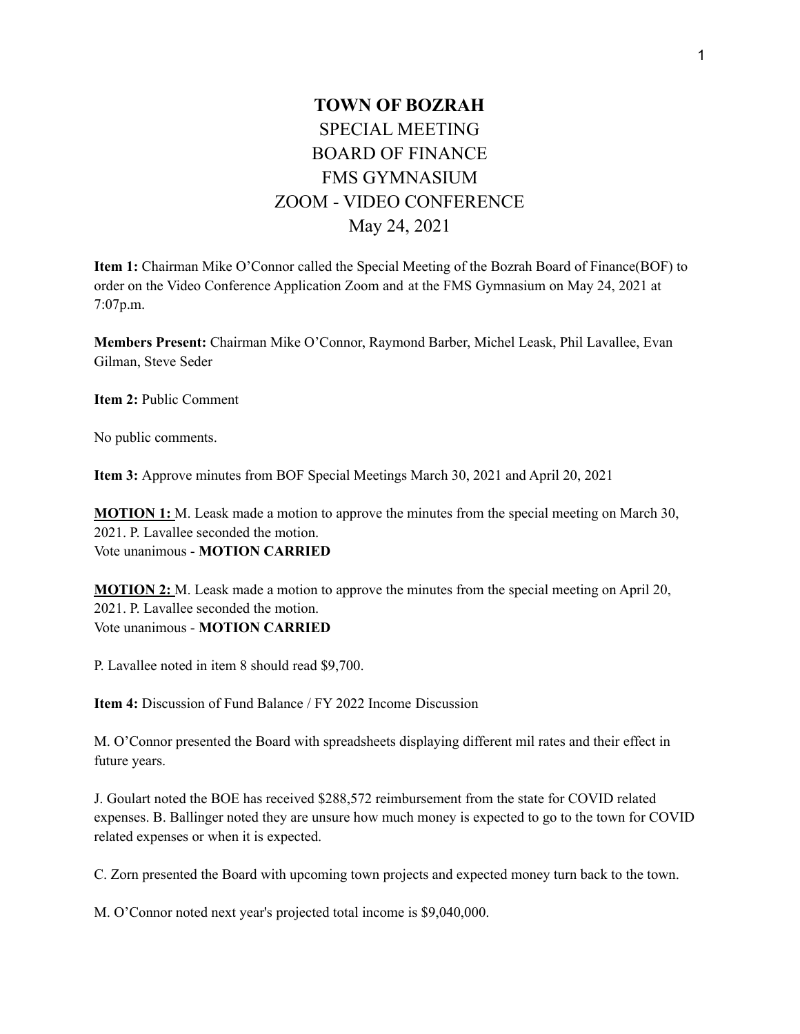# TOWN OF BOZRAH

SPECIAL MEETING
BOARD OF FINANCE
FMS GYMNASIUM
ZOOM - VIDEO CONFERENCE
May 24, 2021

**Item 1:** Chairman Mike O'Connor called the Special Meeting of the Bozrah Board of Finance(BOF) to order on the Video Conference Application Zoom and at the FMS Gymnasium on May 24, 2021 at 7:07p.m.

**Members Present:** Chairman Mike O'Connor, Raymond Barber, Michel Leask, Phil Lavallee, Evan Gilman, Steve Seder

**Item 2:** Public Comment

No public comments.

**Item 3:** Approve minutes from BOF Special Meetings March 30, 2021 and April 20, 2021

**MOTION 1:** M. Leask made a motion to approve the minutes from the special meeting on March 30, 2021. P. Lavallee seconded the motion.
Vote unanimous - **MOTION CARRIED**

**MOTION 2:** M. Leask made a motion to approve the minutes from the special meeting on April 20, 2021. P. Lavallee seconded the motion.
Vote unanimous - **MOTION CARRIED**

P. Lavallee noted in item 8 should read $9,700.

**Item 4:** Discussion of Fund Balance / FY 2022 Income Discussion

M. O'Connor presented the Board with spreadsheets displaying different mil rates and their effect in future years.

J. Goulart noted the BOE has received $288,572 reimbursement from the state for COVID related expenses. B. Ballinger noted they are unsure how much money is expected to go to the town for COVID related expenses or when it is expected.

C. Zorn presented the Board with upcoming town projects and expected money turn back to the town.

M. O'Connor noted next year's projected total income is $9,040,000.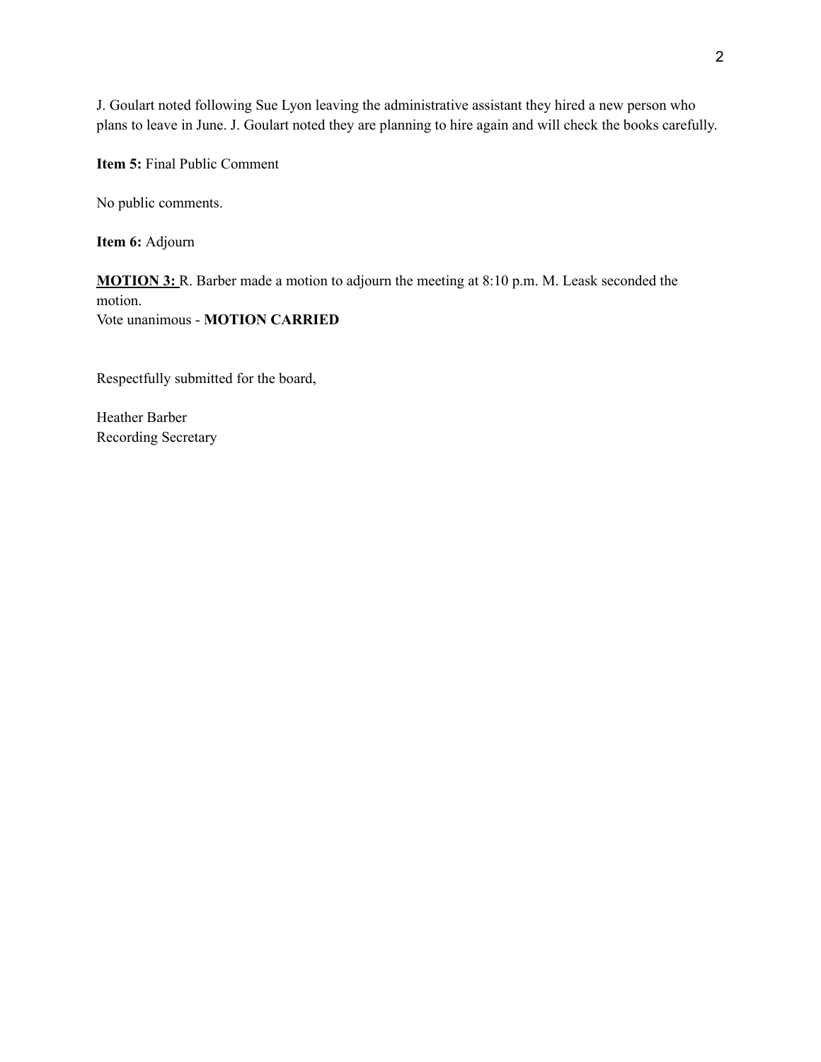J. Goulart noted following Sue Lyon leaving the administrative assistant they hired a new person who plans to leave in June. J. Goulart noted they are planning to hire again and will check the books carefully.

**Item 5:** Final Public Comment

No public comments.

**Item 6:** Adjourn

**MOTION 3:** R. Barber made a motion to adjourn the meeting at 8:10 p.m. M. Leask seconded the motion.
Vote unanimous - **MOTION CARRIED**

Respectfully submitted for the board,

Heather Barber
Recording Secretary